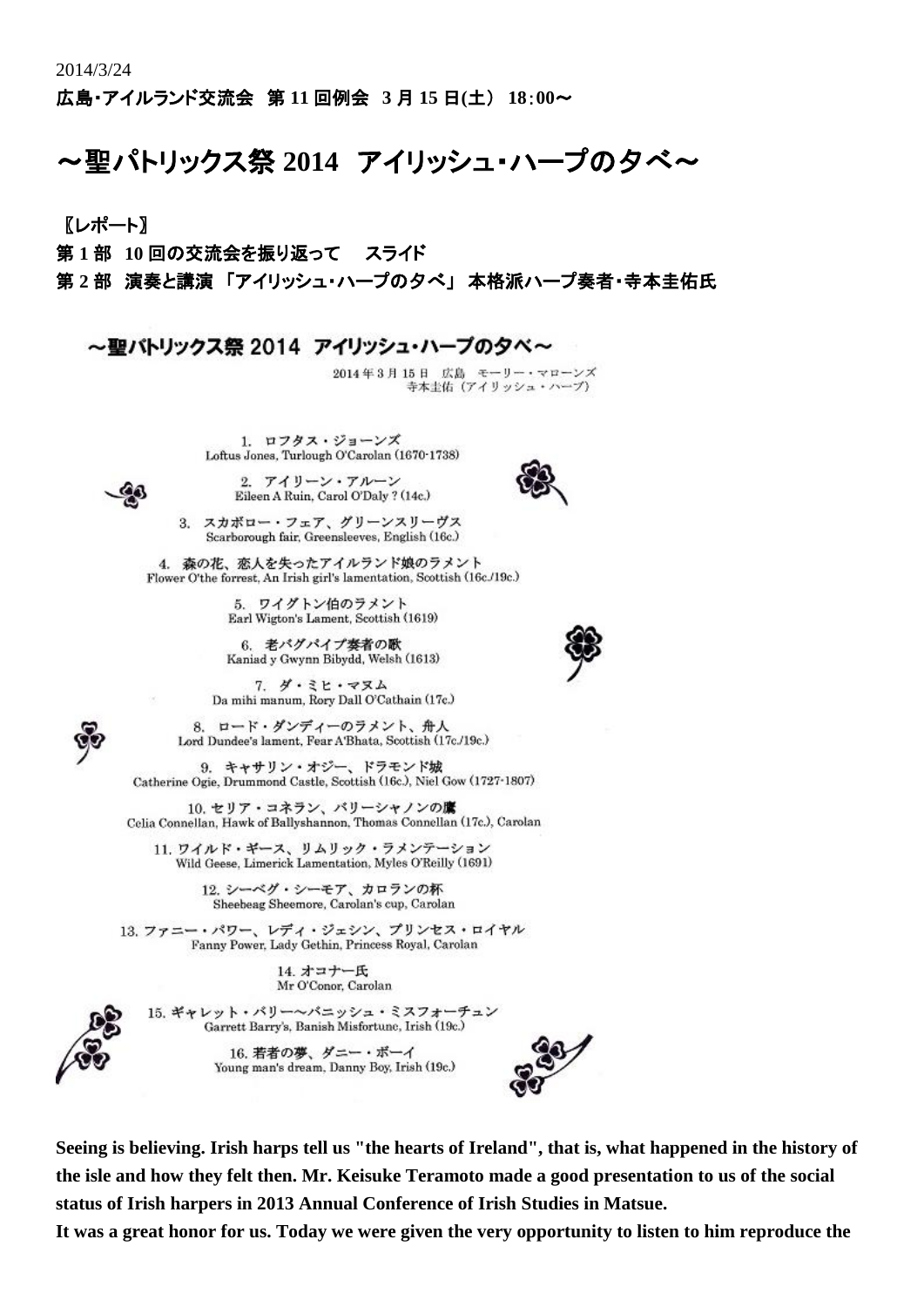2014/3/24

**広島･アイルランド交流会　第 11 回例会　3 月 15 日(土)　18:00～**

# ～聖パトリックス祭 2014　アイリッシュ･ハープの夕べ～

**〖レポート〗**

**第 1 部　10 回の交流会を振り返って　スライド**

**第 2 部　演奏と講演 「アイリッシュ･ハープの夕べ」 本格派ハープ奏者･寺本圭佑氏**

## ～聖パトリックス祭 2014　アイリッシュ･ハープの夕べ～

2014 年 3 月 15 日　広島　モーリー・マローンズ
寺本圭佑（アイリッシュ・ハープ）

1. ロフタス・ジョーンズ
Loftus Jones, Turlough O'Carolan (1670-1738)

2. アイリーン・アルーン
Eileen A Ruin, Carol O'Daly ? (14c.)

3. スカボロー・フェア、グリーンスリーヴス
Scarborough fair, Greensleeves, English (16c.)

4. 森の花、恋人を失ったアイルランド娘のラメント
Flower O'the forrest, An Irish girl's lamentation, Scottish (16c./19c.)

5. ワイグトン伯のラメント
Earl Wigton's Lament, Scottish (1619)

6. 老バグパイプ奏者の歌
Kaniad y Gwynn Bibydd, Welsh (1613)

7. ダ・ミヒ・マヌム
Da mihi manum, Rory Dall O'Cathain (17c.)

8. ロード・ダンディーのラメント、舟人
Lord Dundee's lament, Fear A'Bhata, Scottish (17c./19c.)

9. キャサリン・オジー、ドラモンド城
Catherine Ogie, Drummond Castle, Scottish (16c.), Niel Gow (1727-1807)

10. セリア・コネラン、バリーシャノンの鷹
Celia Connellan, Hawk of Ballyshannon, Thomas Connellan (17c.), Carolan

11. ワイルド・ギース、リムリック・ラメンテーション
Wild Geese, Limerick Lamentation, Myles O'Reilly (1691)

12. シーベグ・シーモア、カロランの杯
Sheebeag Sheemore, Carolan's cup, Carolan

13. ファニー・パワー、レディ・ジェシン、プリンセス・ロイヤル
Fanny Power, Lady Gethin, Princess Royal, Carolan

14. オコナー氏
Mr O'Conor, Carolan

15. ギャレット・バリー～バニッシュ・ミスフォーチュン
Garrett Barry's, Banish Misfortune, Irish (19c.)

16. 若者の夢、ダニー・ボーイ
Young man's dream, Danny Boy, Irish (19c.)

**Seeing is believing. Irish harps tell us "the hearts of Ireland", that is, what happened in the history of the isle and how they felt then. Mr. Keisuke Teramoto made a good presentation to us of the social status of Irish harpers in 2013 Annual Conference of Irish Studies in Matsue.**
**It was a great honor for us. Today we were given the very opportunity to listen to him reproduce the**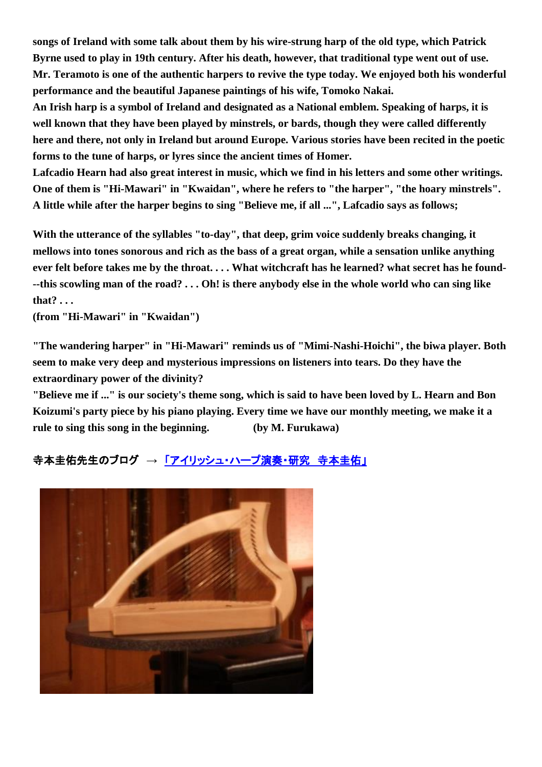**songs of Ireland with some talk about them by his wire-strung harp of the old type, which Patrick Byrne used to play in 19th century. After his death, however, that traditional type went out of use. Mr. Teramoto is one of the authentic harpers to revive the type today. We enjoyed both his wonderful performance and the beautiful Japanese paintings of his wife, Tomoko Nakai.**

**An Irish harp is a symbol of Ireland and designated as a National emblem. Speaking of harps, it is well known that they have been played by minstrels, or bards, though they were called differently here and there, not only in Ireland but around Europe. Various stories have been recited in the poetic forms to the tune of harps, or lyres since the ancient times of Homer.**

**Lafcadio Hearn had also great interest in music, which we find in his letters and some other writings. One of them is "Hi-Mawari" in "Kwaidan", where he refers to "the harper", "the hoary minstrels". A little while after the harper begins to sing "Believe me, if all ...", Lafcadio says as follows;**

**With the utterance of the syllables "to-day", that deep, grim voice suddenly breaks changing, it mellows into tones sonorous and rich as the bass of a great organ, while a sensation unlike anything ever felt before takes me by the throat. . . . What witchcraft has he learned? what secret has he found---this scowling man of the road? . . . Oh! is there anybody else in the whole world who can sing like that? . . .**

**(from "Hi-Mawari" in "Kwaidan")**

**"The wandering harper" in "Hi-Mawari" reminds us of "Mimi-Nashi-Hoichi", the biwa player. Both seem to make very deep and mysterious impressions on listeners into tears. Do they have the extraordinary power of the divinity?**

**"Believe me if ..." is our society's theme song, which is said to have been loved by L. Hearn and Bon Koizumi's party piece by his piano playing. Every time we have our monthly meeting, we make it a rule to sing this song in the beginning. (by M. Furukawa)**

**寺本圭佑先生のブログ → 「アイリッシュ・ハープ演奏・研究　寺本圭佑」**